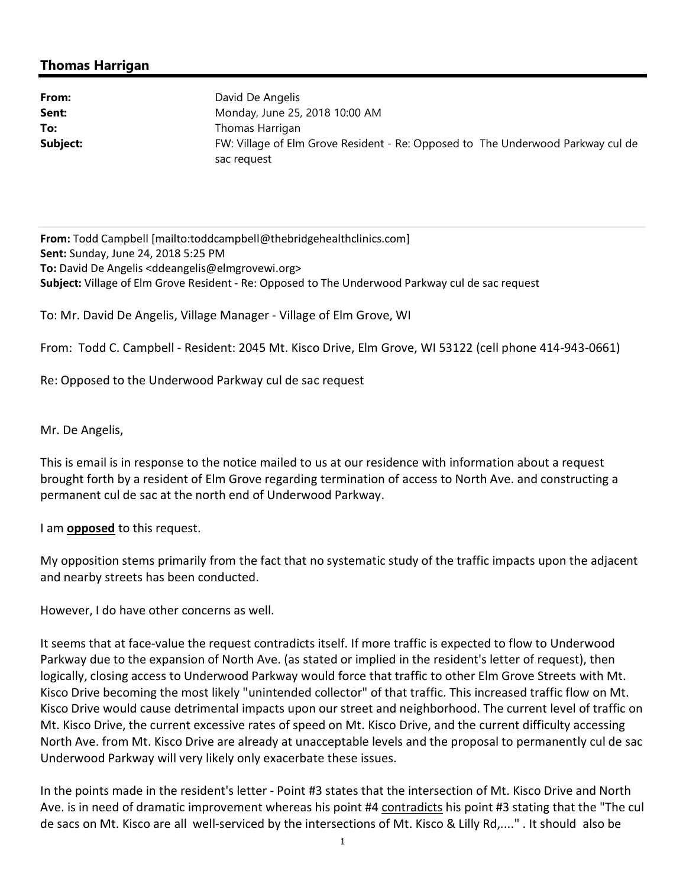## Thomas Harrigan

**From:** David De Angelis
**Sent:** Monday, June 25, 2018 10:00 AM
**To:** Thomas Harrigan
**Subject:** FW: Village of Elm Grove Resident - Re: Opposed to The Underwood Parkway cul de sac request

---

**From:** Todd Campbell [mailto:toddcampbell@thebridgehealthclinics.com]
**Sent:** Sunday, June 24, 2018 5:25 PM
**To:** David De Angelis <ddeangelis@elmgrovewi.org>
**Subject:** Village of Elm Grove Resident - Re: Opposed to The Underwood Parkway cul de sac request

To: Mr. David De Angelis, Village Manager - Village of Elm Grove, WI

From: Todd C. Campbell - Resident: 2045 Mt. Kisco Drive, Elm Grove, WI 53122 (cell phone 414-943-0661)

Re: Opposed to the Underwood Parkway cul de sac request

Mr. De Angelis,

This is email is in response to the notice mailed to us at our residence with information about a request brought forth by a resident of Elm Grove regarding termination of access to North Ave. and constructing a permanent cul de sac at the north end of Underwood Parkway.

I am <u>**opposed**</u> to this request.

My opposition stems primarily from the fact that no systematic study of the traffic impacts upon the adjacent and nearby streets has been conducted.

However, I do have other concerns as well.

It seems that at face-value the request contradicts itself. If more traffic is expected to flow to Underwood Parkway due to the expansion of North Ave. (as stated or implied in the resident's letter of request), then logically, closing access to Underwood Parkway would force that traffic to other Elm Grove Streets with Mt. Kisco Drive becoming the most likely "unintended collector" of that traffic. This increased traffic flow on Mt. Kisco Drive would cause detrimental impacts upon our street and neighborhood. The current level of traffic on Mt. Kisco Drive, the current excessive rates of speed on Mt. Kisco Drive, and the current difficulty accessing North Ave. from Mt. Kisco Drive are already at unacceptable levels and the proposal to permanently cul de sac Underwood Parkway will very likely only exacerbate these issues.

In the points made in the resident's letter - Point #3 states that the intersection of Mt. Kisco Drive and North Ave. is in need of dramatic improvement whereas his point #4 <u>contradicts</u> his point #3 stating that the "The cul de sacs on Mt. Kisco are all well-serviced by the intersections of Mt. Kisco & Lilly Rd,...." . It should also be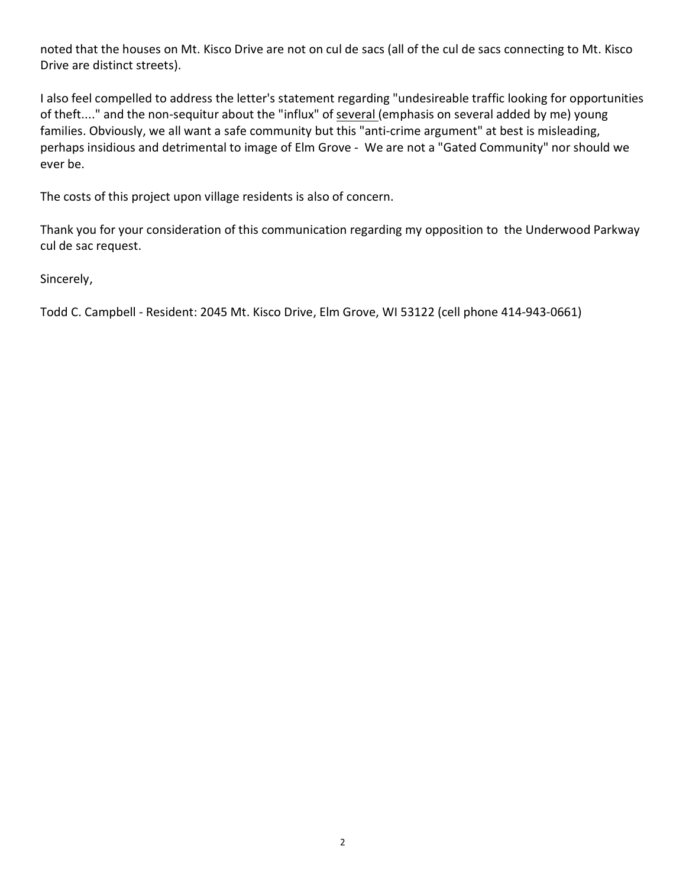noted that the houses on Mt. Kisco Drive are not on cul de sacs (all of the cul de sacs connecting to Mt. Kisco Drive are distinct streets).

I also feel compelled to address the letter's statement regarding "undesireable traffic looking for opportunities of theft...." and the non-sequitur about the "influx" of <u>several</u> (emphasis on several added by me) young families. Obviously, we all want a safe community but this "anti-crime argument" at best is misleading, perhaps insidious and detrimental to image of Elm Grove - We are not a "Gated Community" nor should we ever be.

The costs of this project upon village residents is also of concern.

Thank you for your consideration of this communication regarding my opposition to the Underwood Parkway cul de sac request.

Sincerely,

Todd C. Campbell - Resident: 2045 Mt. Kisco Drive, Elm Grove, WI 53122 (cell phone 414-943-0661)